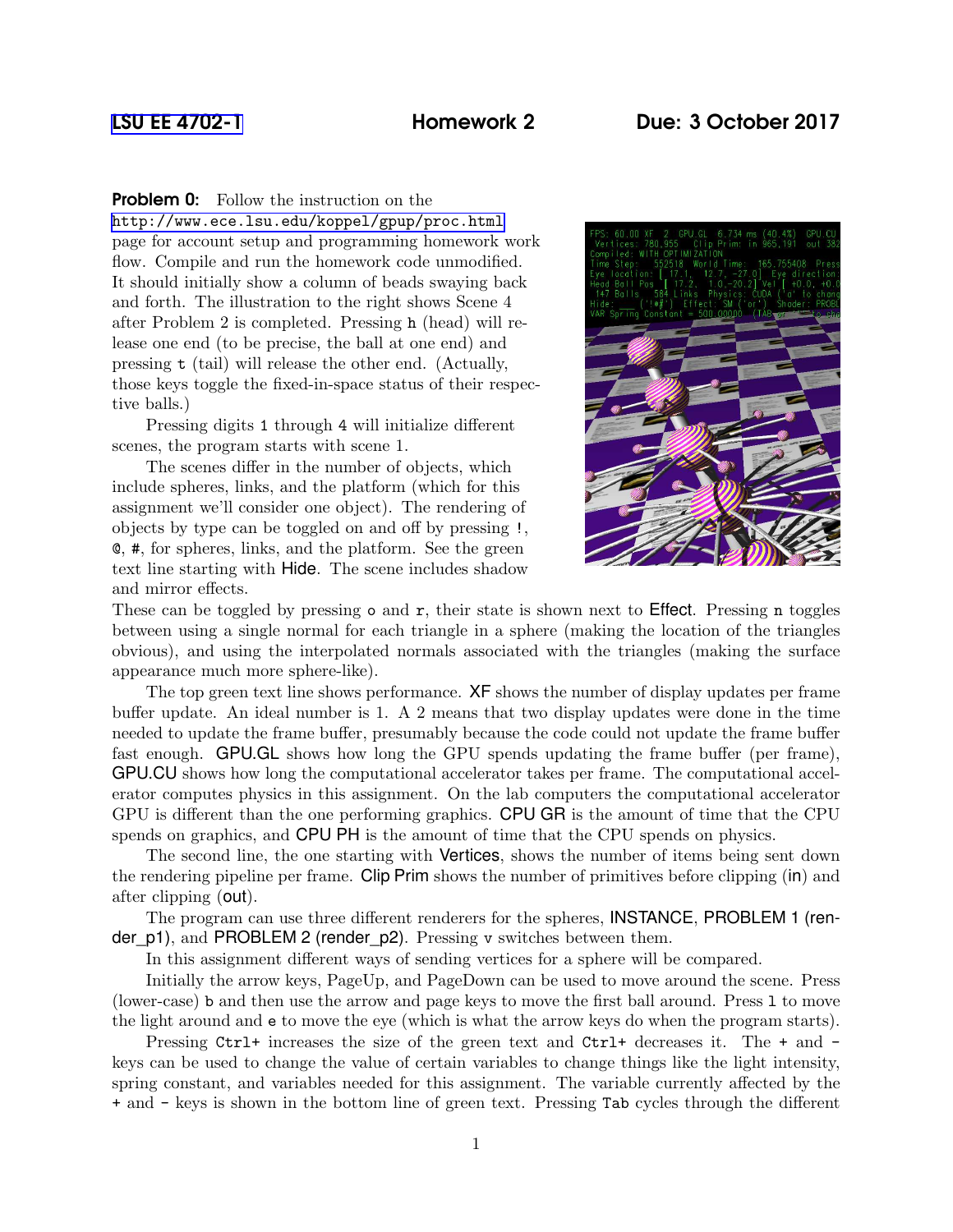LSU EE 4702-1 **Homework 2** **Due: 3 October 2017**

**Problem 0:** Follow the instruction on the http://www.ece.lsu.edu/koppel/gpup/proc.html page for account setup and programming homework work flow. Compile and run the homework code unmodified. It should initially show a column of beads swaying back and forth. The illustration to the right shows Scene 4 after Problem 2 is completed. Pressing `h` (head) will release one end (to be precise, the ball at one end) and pressing `t` (tail) will release the other end. (Actually, those keys toggle the fixed-in-space status of their respective balls.)

Pressing digits `1` through `4` will initialize different scenes, the program starts with scene 1.

The scenes differ in the number of objects, which include spheres, links, and the platform (which for this assignment we'll consider one object). The rendering of objects by type can be toggled on and off by pressing `!`, `@`, `#`, for spheres, links, and the platform. See the green text line starting with Hide. The scene includes shadow and mirror effects. These can be toggled by pressing `o` and `r`, their state is shown next to Effect. Pressing `n` toggles between using a single normal for each triangle in a sphere (making the location of the triangles obvious), and using the interpolated normals associated with the triangles (making the surface appearance much more sphere-like).

The top green text line shows performance. XF shows the number of display updates per frame buffer update. An ideal number is 1. A 2 means that two display updates were done in the time needed to update the frame buffer, presumably because the code could not update the frame buffer fast enough. GPU.GL shows how long the GPU spends updating the frame buffer (per frame), GPU.CU shows how long the computational accelerator takes per frame. The computational accelerator computes physics in this assignment. On the lab computers the computational accelerator GPU is different than the one performing graphics. CPU GR is the amount of time that the CPU spends on graphics, and CPU PH is the amount of time that the CPU spends on physics.

The second line, the one starting with Vertices, shows the number of items being sent down the rendering pipeline per frame. Clip Prim shows the number of primitives before clipping (in) and after clipping (out).

The program can use three different renderers for the spheres, INSTANCE, PROBLEM 1 (render_p1), and PROBLEM 2 (render_p2). Pressing `v` switches between them.

In this assignment different ways of sending vertices for a sphere will be compared.

Initially the arrow keys, PageUp, and PageDown can be used to move around the scene. Press (lower-case) `b` and then use the arrow and page keys to move the first ball around. Press `l` to move the light around and `e` to move the eye (which is what the arrow keys do when the program starts).

Pressing `Ctrl+` increases the size of the green text and `Ctrl+` decreases it. The `+` and `-` keys can be used to change the value of certain variables to change things like the light intensity, spring constant, and variables needed for this assignment. The variable currently affected by the `+` and `-` keys is shown in the bottom line of green text. Pressing `Tab` cycles through the different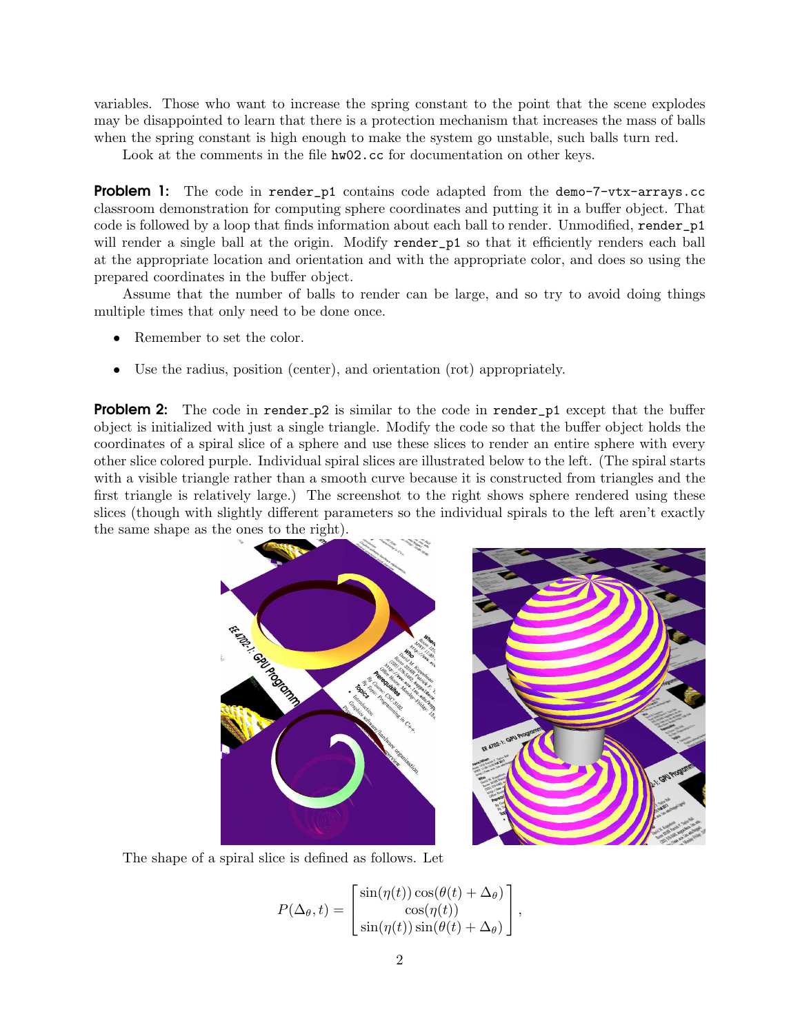variables. Those who want to increase the spring constant to the point that the scene explodes may be disappointed to learn that there is a protection mechanism that increases the mass of balls when the spring constant is high enough to make the system go unstable, such balls turn red.

Look at the comments in the file `hw02.cc` for documentation on other keys.

**Problem 1:** The code in `render_p1` contains code adapted from the `demo-7-vtx-arrays.cc` classroom demonstration for computing sphere coordinates and putting it in a buffer object. That code is followed by a loop that finds information about each ball to render. Unmodified, `render_p1` will render a single ball at the origin. Modify `render_p1` so that it efficiently renders each ball at the appropriate location and orientation and with the appropriate color, and does so using the prepared coordinates in the buffer object.

Assume that the number of balls to render can be large, and so try to avoid doing things multiple times that only need to be done once.

- Remember to set the color.
- Use the radius, position (center), and orientation (rot) appropriately.

**Problem 2:** The code in `render_p2` is similar to the code in `render_p1` except that the buffer object is initialized with just a single triangle. Modify the code so that the buffer object holds the coordinates of a spiral slice of a sphere and use these slices to render an entire sphere with every other slice colored purple. Individual spiral slices are illustrated below to the left. (The spiral starts with a visible triangle rather than a smooth curve because it is constructed from triangles and the first triangle is relatively large.) The screenshot to the right shows sphere rendered using these slices (though with slightly different parameters so the individual spirals to the left aren't exactly the same shape as the ones to the right).

The shape of a spiral slice is defined as follows. Let

$$P(\Delta_\theta, t) = \begin{bmatrix} \sin(\eta(t))\cos(\theta(t) + \Delta_\theta) \\ \cos(\eta(t)) \\ \sin(\eta(t))\sin(\theta(t) + \Delta_\theta) \end{bmatrix},$$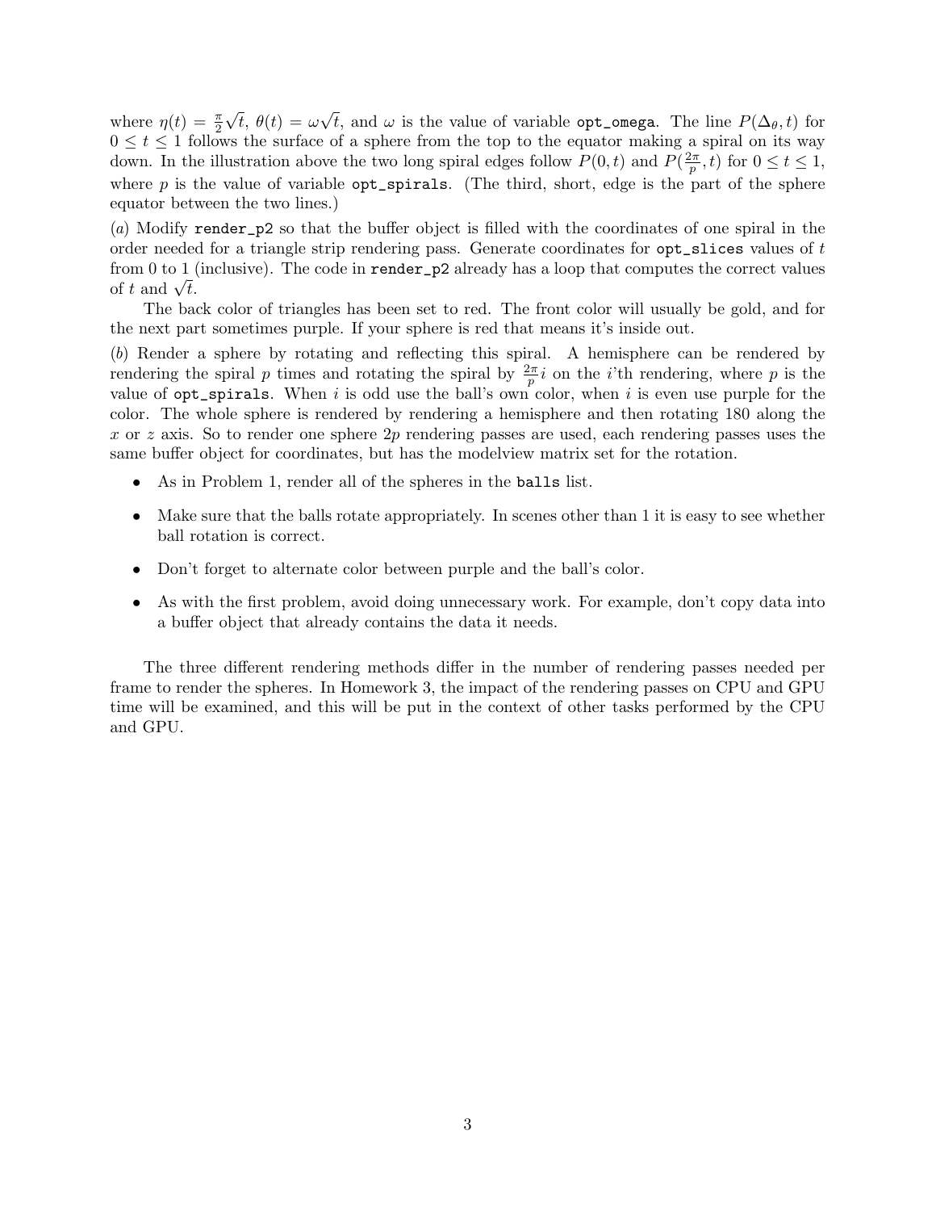where $\eta(t) = \frac{\pi}{2}\sqrt{t}$, $\theta(t) = \omega\sqrt{t}$, and $\omega$ is the value of variable `opt_omega`. The line $P(\Delta_\theta, t)$ for $0 \leq t \leq 1$ follows the surface of a sphere from the top to the equator making a spiral on its way down. In the illustration above the two long spiral edges follow $P(0,t)$ and $P(\frac{2\pi}{p}, t)$ for $0 \leq t \leq 1$, where $p$ is the value of variable `opt_spirals`. (The third, short, edge is the part of the sphere equator between the two lines.)

(*a*) Modify `render_p2` so that the buffer object is filled with the coordinates of one spiral in the order needed for a triangle strip rendering pass. Generate coordinates for `opt_slices` values of $t$ from 0 to 1 (inclusive). The code in `render_p2` already has a loop that computes the correct values of $t$ and $\sqrt{t}$.

The back color of triangles has been set to red. The front color will usually be gold, and for the next part sometimes purple. If your sphere is red that means it's inside out.

(*b*) Render a sphere by rotating and reflecting this spiral. A hemisphere can be rendered by rendering the spiral $p$ times and rotating the spiral by $\frac{2\pi}{p}i$ on the $i$'th rendering, where $p$ is the value of `opt_spirals`. When $i$ is odd use the ball's own color, when $i$ is even use purple for the color. The whole sphere is rendered by rendering a hemisphere and then rotating 180 along the $x$ or $z$ axis. So to render one sphere $2p$ rendering passes are used, each rendering passes uses the same buffer object for coordinates, but has the modelview matrix set for the rotation.

- As in Problem 1, render all of the spheres in the `balls` list.
- Make sure that the balls rotate appropriately. In scenes other than 1 it is easy to see whether ball rotation is correct.
- Don't forget to alternate color between purple and the ball's color.
- As with the first problem, avoid doing unnecessary work. For example, don't copy data into a buffer object that already contains the data it needs.

The three different rendering methods differ in the number of rendering passes needed per frame to render the spheres. In Homework 3, the impact of the rendering passes on CPU and GPU time will be examined, and this will be put in the context of other tasks performed by the CPU and GPU.